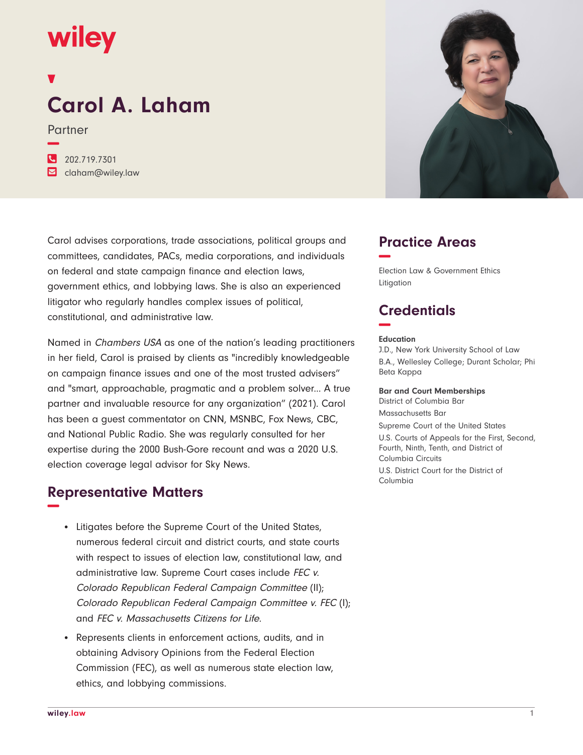wiley

# Carol A. Laham

Partner

202.719.7301
claham@wiley.law

Carol advises corporations, trade associations, political groups and committees, candidates, PACs, media corporations, and individuals on federal and state campaign finance and election laws, government ethics, and lobbying laws. She is also an experienced litigator who regularly handles complex issues of political, constitutional, and administrative law.

Named in *Chambers USA* as one of the nation's leading practitioners in her field, Carol is praised by clients as "incredibly knowledgeable on campaign finance issues and one of the most trusted advisers" and "smart, approachable, pragmatic and a problem solver... A true partner and invaluable resource for any organization" (2021). Carol has been a guest commentator on CNN, MSNBC, Fox News, CBC, and National Public Radio. She was regularly consulted for her expertise during the 2000 Bush-Gore recount and was a 2020 U.S. election coverage legal advisor for Sky News.

## Representative Matters

- Litigates before the Supreme Court of the United States, numerous federal circuit and district courts, and state courts with respect to issues of election law, constitutional law, and administrative law. Supreme Court cases include *FEC v. Colorado Republican Federal Campaign Committee* (II); *Colorado Republican Federal Campaign Committee v. FEC* (I); and *FEC v. Massachusetts Citizens for Life*.
- Represents clients in enforcement actions, audits, and in obtaining Advisory Opinions from the Federal Election Commission (FEC), as well as numerous state election law, ethics, and lobbying commissions.

## Practice Areas

Election Law & Government Ethics
Litigation

## Credentials

**Education**

J.D., New York University School of Law
B.A., Wellesley College; Durant Scholar; Phi Beta Kappa

**Bar and Court Memberships**

District of Columbia Bar
Massachusetts Bar
Supreme Court of the United States
U.S. Courts of Appeals for the First, Second, Fourth, Ninth, Tenth, and District of Columbia Circuits
U.S. District Court for the District of Columbia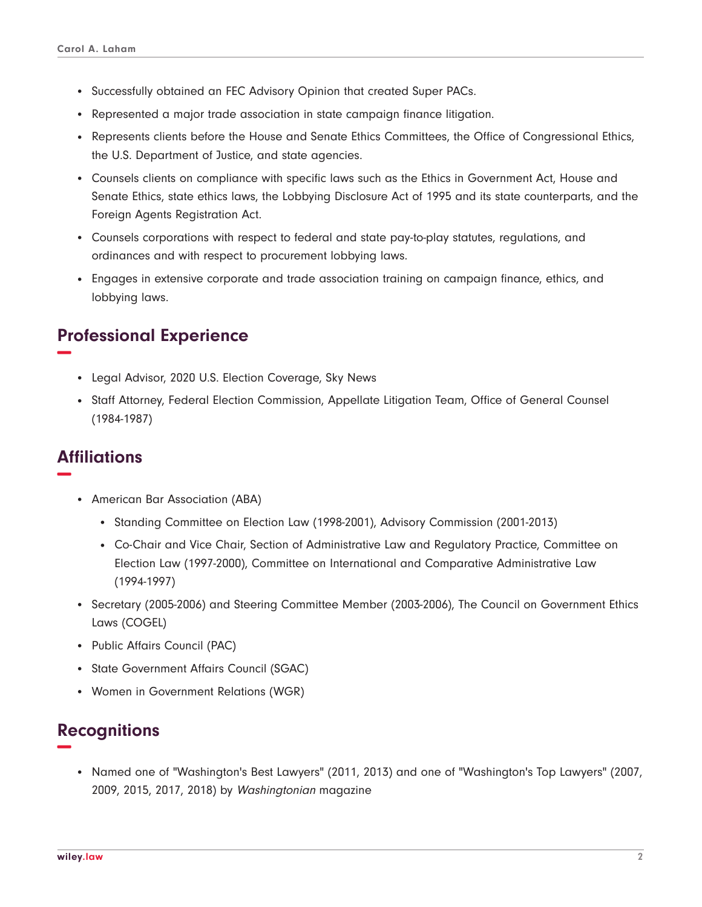- Successfully obtained an FEC Advisory Opinion that created Super PACs.
- Represented a major trade association in state campaign finance litigation.
- Represents clients before the House and Senate Ethics Committees, the Office of Congressional Ethics, the U.S. Department of Justice, and state agencies.
- Counsels clients on compliance with specific laws such as the Ethics in Government Act, House and Senate Ethics, state ethics laws, the Lobbying Disclosure Act of 1995 and its state counterparts, and the Foreign Agents Registration Act.
- Counsels corporations with respect to federal and state pay-to-play statutes, regulations, and ordinances and with respect to procurement lobbying laws.
- Engages in extensive corporate and trade association training on campaign finance, ethics, and lobbying laws.

## Professional Experience

- Legal Advisor, 2020 U.S. Election Coverage, Sky News
- Staff Attorney, Federal Election Commission, Appellate Litigation Team, Office of General Counsel (1984-1987)

## Affiliations

- American Bar Association (ABA)
  - Standing Committee on Election Law (1998-2001), Advisory Commission (2001-2013)
  - Co-Chair and Vice Chair, Section of Administrative Law and Regulatory Practice, Committee on Election Law (1997-2000), Committee on International and Comparative Administrative Law (1994-1997)
- Secretary (2005-2006) and Steering Committee Member (2003-2006), The Council on Government Ethics Laws (COGEL)
- Public Affairs Council (PAC)
- State Government Affairs Council (SGAC)
- Women in Government Relations (WGR)

## Recognitions

- Named one of "Washington's Best Lawyers" (2011, 2013) and one of "Washington's Top Lawyers" (2007, 2009, 2015, 2017, 2018) by *Washingtonian* magazine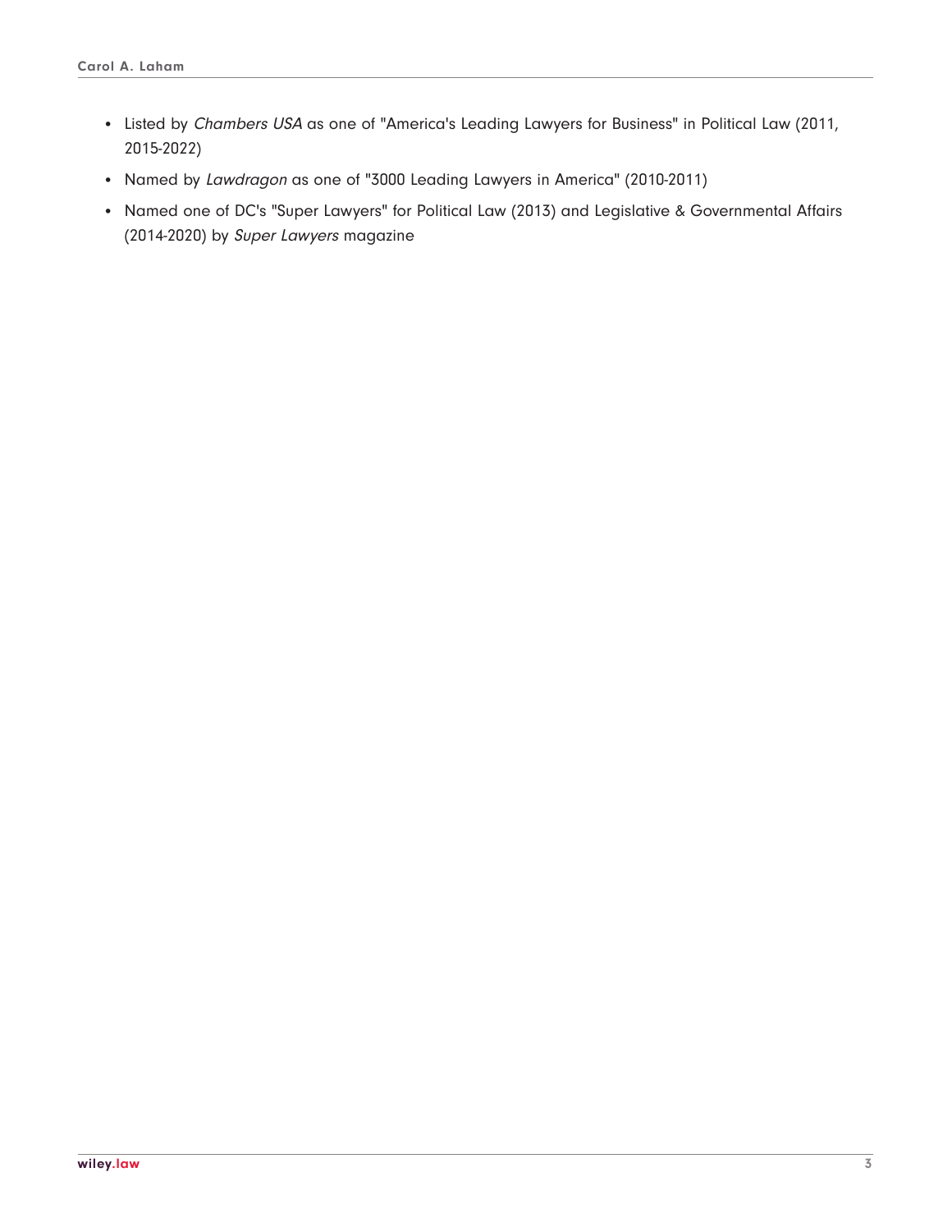- Listed by *Chambers USA* as one of "America's Leading Lawyers for Business" in Political Law (2011, 2015-2022)
- Named by *Lawdragon* as one of "3000 Leading Lawyers in America" (2010-2011)
- Named one of DC's "Super Lawyers" for Political Law (2013) and Legislative & Governmental Affairs (2014-2020) by *Super Lawyers* magazine